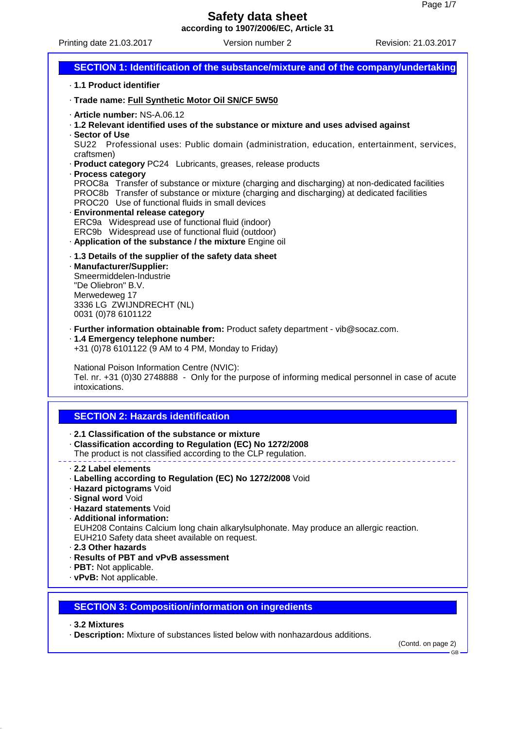# Safety data sheet

**according to 1907/2006/EC, Article 31**

Printing date 21.03.2017 Version number 2 Revision: 21.03.2017

## SECTION 1: Identification of the substance/mixture and of the company/undertaking

· **1.1 Product identifier**

· **Trade name: Full Synthetic Motor Oil SN/CF 5W50**

· **Article number:** NS-A.06.12

· **1.2 Relevant identified uses of the substance or mixture and uses advised against**

· **Sector of Use**
SU22 Professional uses: Public domain (administration, education, entertainment, services, craftsmen)

· **Product category** PC24 Lubricants, greases, release products

· **Process category**
PROC8a Transfer of substance or mixture (charging and discharging) at non-dedicated facilities
PROC8b Transfer of substance or mixture (charging and discharging) at dedicated facilities
PROC20 Use of functional fluids in small devices

· **Environmental release category**
ERC9a Widespread use of functional fluid (indoor)
ERC9b Widespread use of functional fluid (outdoor)

· **Application of the substance / the mixture** Engine oil

· **1.3 Details of the supplier of the safety data sheet**

· **Manufacturer/Supplier:**
Smeermiddelen-Industrie
"De Oliebron" B.V.
Merwedeweg 17
3336 LG ZWIJNDRECHT (NL)
0031 (0)78 6101122

· **Further information obtainable from:** Product safety department - vib@socaz.com.

· **1.4 Emergency telephone number:**
+31 (0)78 6101122 (9 AM to 4 PM, Monday to Friday)

National Poison Information Centre (NVIC):
Tel. nr. +31 (0)30 2748888 - Only for the purpose of informing medical personnel in case of acute intoxications.

## SECTION 2: Hazards identification

· **2.1 Classification of the substance or mixture**

· **Classification according to Regulation (EC) No 1272/2008**
The product is not classified according to the CLP regulation.

· **2.2 Label elements**

· **Labelling according to Regulation (EC) No 1272/2008** Void

· **Hazard pictograms** Void

· **Signal word** Void

· **Hazard statements** Void

· **Additional information:**
EUH208 Contains Calcium long chain alkarylsulphonate. May produce an allergic reaction.
EUH210 Safety data sheet available on request.

· **2.3 Other hazards**

· **Results of PBT and vPvB assessment**

· **PBT:** Not applicable.

· **vPvB:** Not applicable.

## SECTION 3: Composition/information on ingredients

· **3.2 Mixtures**

· **Description:** Mixture of substances listed below with nonhazardous additions.

(Contd. on page 2)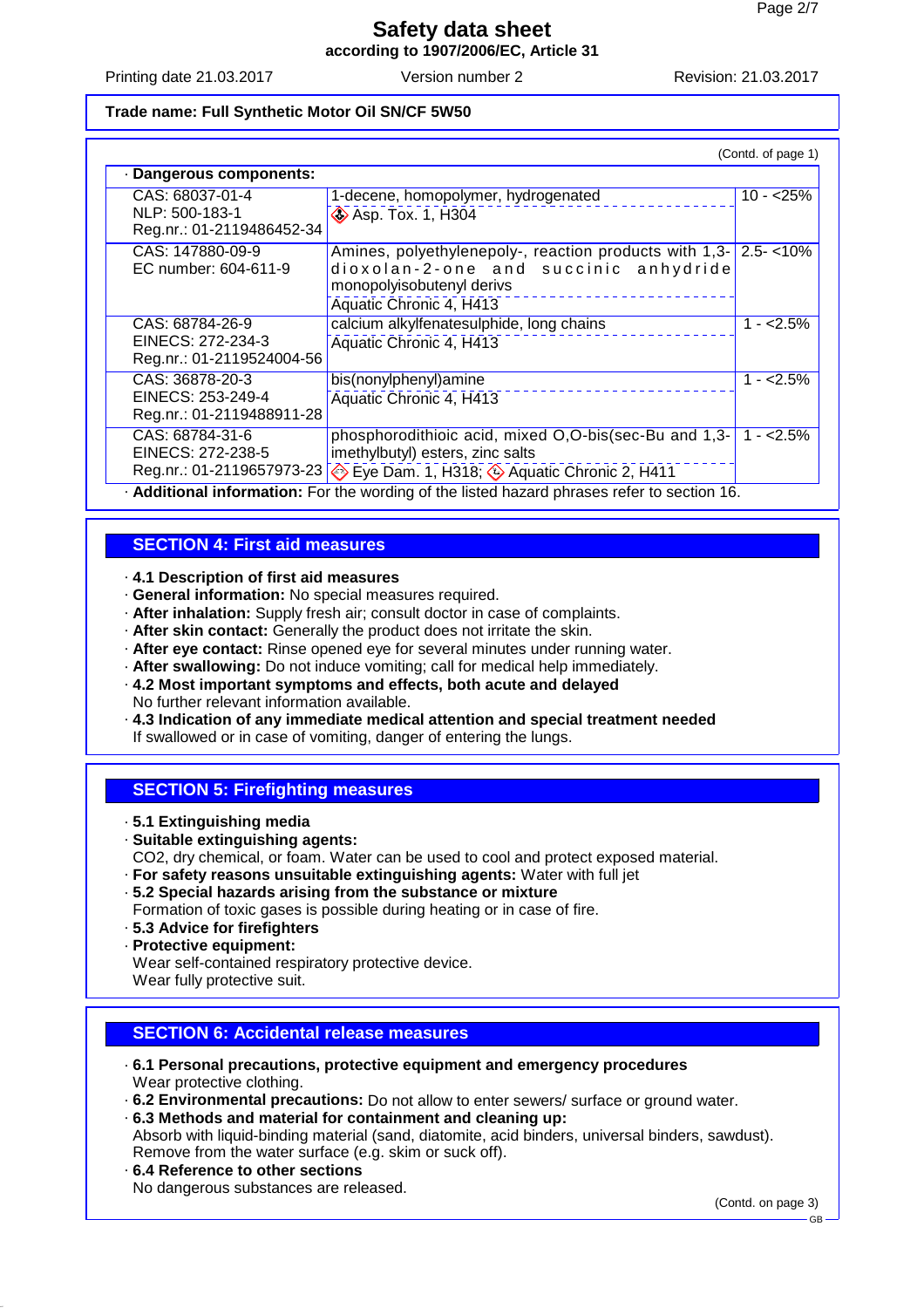Trade name: Full Synthetic Motor Oil SN/CF 5W50

(Contd. of page 1)

· **Dangerous components:**

| Identifiers | Component / Classification | Concentration |
|---|---|---|
| CAS: 68037-01-4<br>NLP: 500-183-1<br>Reg.nr.: 01-2119486452-34 | 1-decene, homopolymer, hydrogenated<br>Asp. Tox. 1, H304 | 10 - <25% |
| CAS: 147880-09-9<br>EC number: 604-611-9 | Amines, polyethylenepoly-, reaction products with 1,3-dioxolan-2-one and succinic anhydride monopolyisobutenyl derivs<br>Aquatic Chronic 4, H413 | 2.5- <10% |
| CAS: 68784-26-9<br>EINECS: 272-234-3<br>Reg.nr.: 01-2119524004-56 | calcium alkylfenatesulphide, long chains<br>Aquatic Chronic 4, H413 | 1 - <2.5% |
| CAS: 36878-20-3<br>EINECS: 253-249-4<br>Reg.nr.: 01-2119488911-28 | bis(nonylphenyl)amine<br>Aquatic Chronic 4, H413 | 1 - <2.5% |
| CAS: 68784-31-6<br>EINECS: 272-238-5<br>Reg.nr.: 01-2119657973-23 | phosphorodithioic acid, mixed O,O-bis(sec-Bu and 1,3-imethylbutyl) esters, zinc salts<br>Eye Dam. 1, H318; Aquatic Chronic 2, H411 | 1 - <2.5% |

· **Additional information:** For the wording of the listed hazard phrases refer to section 16.

## SECTION 4: First aid measures

· **4.1 Description of first aid measures**
· **General information:** No special measures required.
· **After inhalation:** Supply fresh air; consult doctor in case of complaints.
· **After skin contact:** Generally the product does not irritate the skin.
· **After eye contact:** Rinse opened eye for several minutes under running water.
· **After swallowing:** Do not induce vomiting; call for medical help immediately.
· **4.2 Most important symptoms and effects, both acute and delayed**
No further relevant information available.
· **4.3 Indication of any immediate medical attention and special treatment needed**
If swallowed or in case of vomiting, danger of entering the lungs.

## SECTION 5: Firefighting measures

· **5.1 Extinguishing media**
· **Suitable extinguishing agents:**
CO2, dry chemical, or foam. Water can be used to cool and protect exposed material.
· **For safety reasons unsuitable extinguishing agents:** Water with full jet
· **5.2 Special hazards arising from the substance or mixture**
Formation of toxic gases is possible during heating or in case of fire.
· **5.3 Advice for firefighters**
· **Protective equipment:**
Wear self-contained respiratory protective device.
Wear fully protective suit.

## SECTION 6: Accidental release measures

· **6.1 Personal precautions, protective equipment and emergency procedures**
Wear protective clothing.
· **6.2 Environmental precautions:** Do not allow to enter sewers/ surface or ground water.
· **6.3 Methods and material for containment and cleaning up:**
Absorb with liquid-binding material (sand, diatomite, acid binders, universal binders, sawdust).
Remove from the water surface (e.g. skim or suck off).
· **6.4 Reference to other sections**
No dangerous substances are released.

(Contd. on page 3)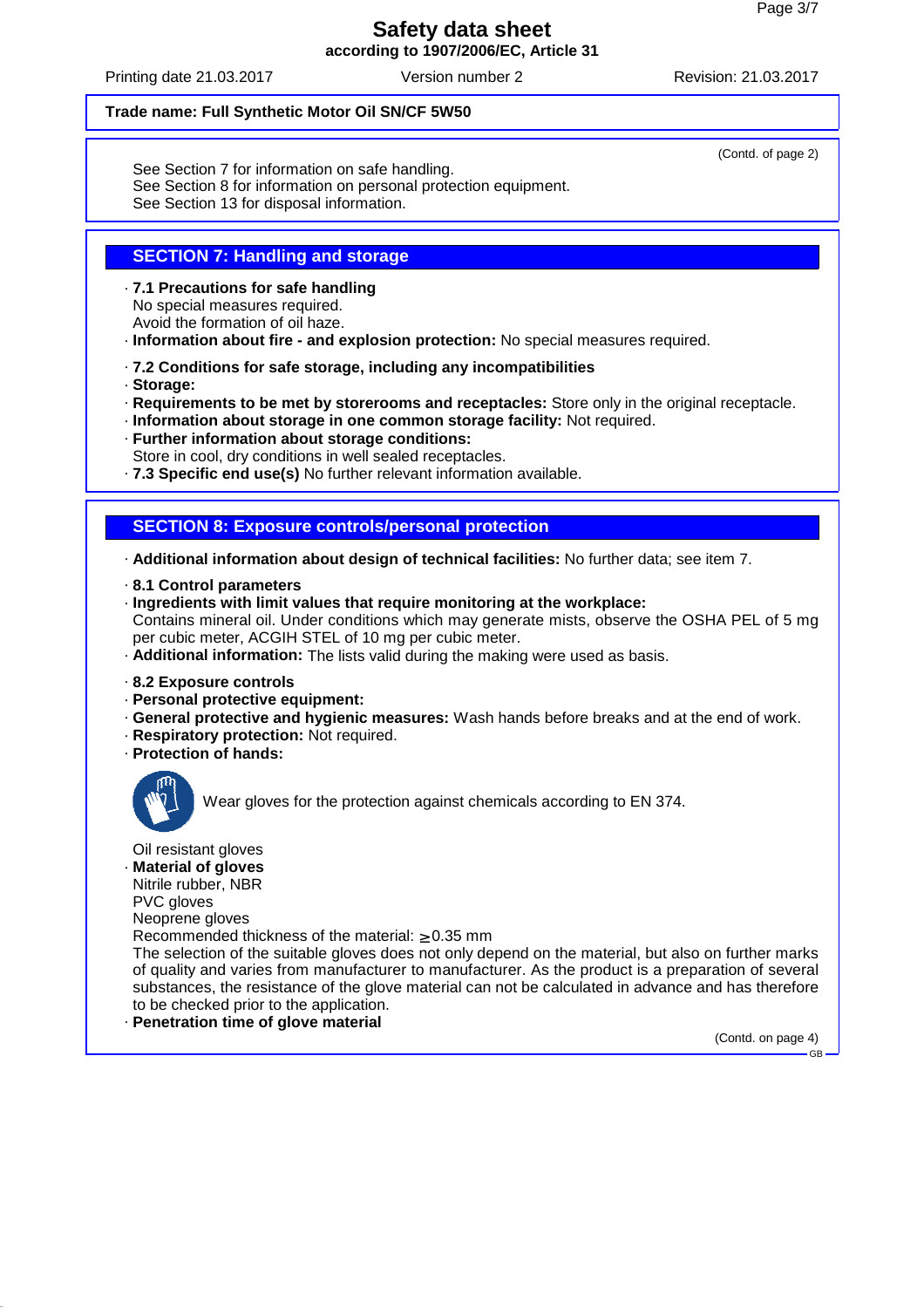**Trade name: Full Synthetic Motor Oil SN/CF 5W50**

(Contd. of page 2)

See Section 7 for information on safe handling.
See Section 8 for information on personal protection equipment.
See Section 13 for disposal information.

## SECTION 7: Handling and storage

· **7.1 Precautions for safe handling**
No special measures required.
Avoid the formation of oil haze.
· **Information about fire - and explosion protection:** No special measures required.

· **7.2 Conditions for safe storage, including any incompatibilities**
· **Storage:**
· **Requirements to be met by storerooms and receptacles:** Store only in the original receptacle.
· **Information about storage in one common storage facility:** Not required.
· **Further information about storage conditions:**
Store in cool, dry conditions in well sealed receptacles.
· **7.3 Specific end use(s)** No further relevant information available.

## SECTION 8: Exposure controls/personal protection

· **Additional information about design of technical facilities:** No further data; see item 7.

· **8.1 Control parameters**
· **Ingredients with limit values that require monitoring at the workplace:**
Contains mineral oil. Under conditions which may generate mists, observe the OSHA PEL of 5 mg per cubic meter, ACGIH STEL of 10 mg per cubic meter.
· **Additional information:** The lists valid during the making were used as basis.

· **8.2 Exposure controls**
· **Personal protective equipment:**
· **General protective and hygienic measures:** Wash hands before breaks and at the end of work.
· **Respiratory protection:** Not required.
· **Protection of hands:**

Wear gloves for the protection against chemicals according to EN 374.

Oil resistant gloves
· **Material of gloves**
Nitrile rubber, NBR
PVC gloves
Neoprene gloves
Recommended thickness of the material: ≥ 0.35 mm
The selection of the suitable gloves does not only depend on the material, but also on further marks of quality and varies from manufacturer to manufacturer. As the product is a preparation of several substances, the resistance of the glove material can not be calculated in advance and has therefore to be checked prior to the application.
· **Penetration time of glove material**

(Contd. on page 4)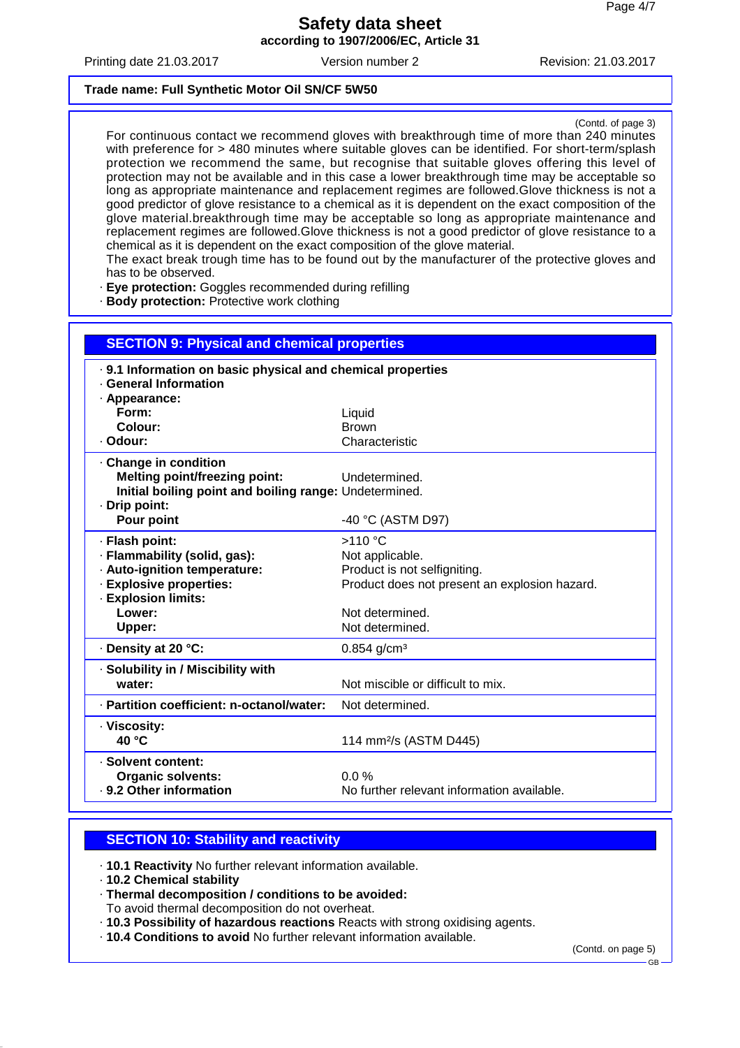(Contd. of page 3)

For continuous contact we recommend gloves with breakthrough time of more than 240 minutes with preference for > 480 minutes where suitable gloves can be identified. For short-term/splash protection we recommend the same, but recognise that suitable gloves offering this level of protection may not be available and in this case a lower breakthrough time may be acceptable so long as appropriate maintenance and replacement regimes are followed.Glove thickness is not a good predictor of glove resistance to a chemical as it is dependent on the exact composition of the glove material.breakthrough time may be acceptable so long as appropriate maintenance and replacement regimes are followed.Glove thickness is not a good predictor of glove resistance to a chemical as it is dependent on the exact composition of the glove material.
The exact break trough time has to be found out by the manufacturer of the protective gloves and has to be observed.

· **Eye protection:** Goggles recommended during refilling
· **Body protection:** Protective work clothing

## SECTION 9: Physical and chemical properties

| · **9.1 Information on basic physical and chemical properties** | |
|---|---|
| · **General Information** | |
| · **Appearance:** | |
| **Form:** | Liquid |
| **Colour:** | Brown |
| · **Odour:** | Characteristic |
| · **Change in condition** | |
| **Melting point/freezing point:** | Undetermined. |
| **Initial boiling point and boiling range:** | Undetermined. |
| · **Drip point:** | |
| **Pour point** | -40 °C (ASTM D97) |
| · **Flash point:** | >110 °C |
| · **Flammability (solid, gas):** | Not applicable. |
| · **Auto-ignition temperature:** | Product is not selfigniting. |
| · **Explosive properties:** | Product does not present an explosion hazard. |
| · **Explosion limits:** | |
| **Lower:** | Not determined. |
| **Upper:** | Not determined. |
| · **Density at 20 °C:** | 0.854 g/cm³ |
| · **Solubility in / Miscibility with** | |
| **water:** | Not miscible or difficult to mix. |
| · **Partition coefficient: n-octanol/water:** | Not determined. |
| · **Viscosity:** | |
| **40 °C** | 114 mm²/s (ASTM D445) |
| · **Solvent content:** | |
| **Organic solvents:** | 0.0 % |
| · **9.2 Other information** | No further relevant information available. |

## SECTION 10: Stability and reactivity

· **10.1 Reactivity** No further relevant information available.
· **10.2 Chemical stability**
· **Thermal decomposition / conditions to be avoided:**
To avoid thermal decomposition do not overheat.
· **10.3 Possibility of hazardous reactions** Reacts with strong oxidising agents.
· **10.4 Conditions to avoid** No further relevant information available.

(Contd. on page 5)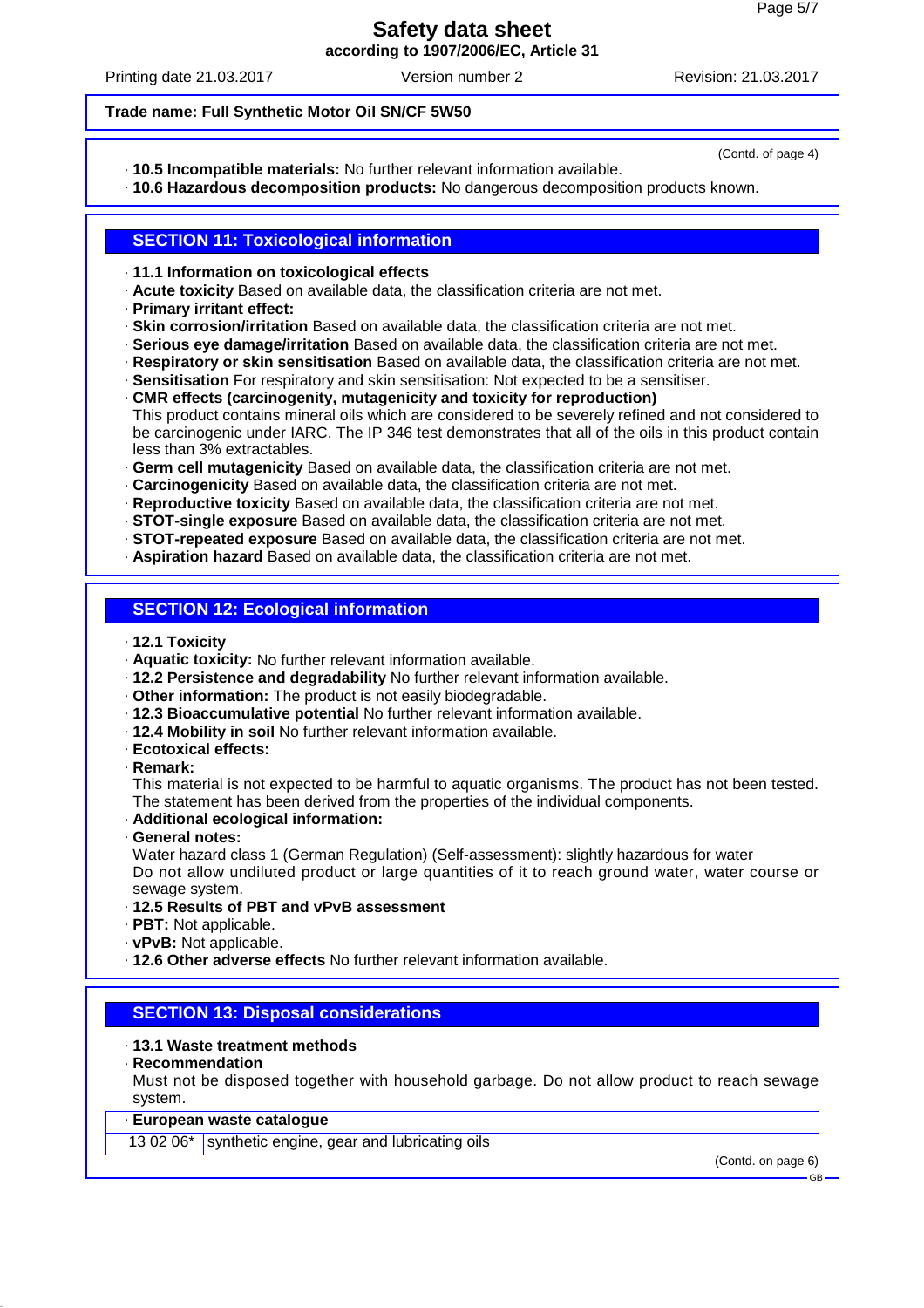Trade name: **Full Synthetic Motor Oil SN/CF 5W50**

(Contd. of page 4)

· **10.5 Incompatible materials:** No further relevant information available.
· **10.6 Hazardous decomposition products:** No dangerous decomposition products known.

## SECTION 11: Toxicological information

· **11.1 Information on toxicological effects**
· **Acute toxicity** Based on available data, the classification criteria are not met.
· **Primary irritant effect:**
· **Skin corrosion/irritation** Based on available data, the classification criteria are not met.
· **Serious eye damage/irritation** Based on available data, the classification criteria are not met.
· **Respiratory or skin sensitisation** Based on available data, the classification criteria are not met.
· **Sensitisation** For respiratory and skin sensitisation: Not expected to be a sensitiser.
· **CMR effects (carcinogenity, mutagenicity and toxicity for reproduction)**
This product contains mineral oils which are considered to be severely refined and not considered to be carcinogenic under IARC. The IP 346 test demonstrates that all of the oils in this product contain less than 3% extractables.
· **Germ cell mutagenicity** Based on available data, the classification criteria are not met.
· **Carcinogenicity** Based on available data, the classification criteria are not met.
· **Reproductive toxicity** Based on available data, the classification criteria are not met.
· **STOT-single exposure** Based on available data, the classification criteria are not met.
· **STOT-repeated exposure** Based on available data, the classification criteria are not met.
· **Aspiration hazard** Based on available data, the classification criteria are not met.

## SECTION 12: Ecological information

· **12.1 Toxicity**
· **Aquatic toxicity:** No further relevant information available.
· **12.2 Persistence and degradability** No further relevant information available.
· **Other information:** The product is not easily biodegradable.
· **12.3 Bioaccumulative potential** No further relevant information available.
· **12.4 Mobility in soil** No further relevant information available.
· **Ecotoxical effects:**
· **Remark:**
This material is not expected to be harmful to aquatic organisms. The product has not been tested. The statement has been derived from the properties of the individual components.
· **Additional ecological information:**
· **General notes:**
Water hazard class 1 (German Regulation) (Self-assessment): slightly hazardous for water
Do not allow undiluted product or large quantities of it to reach ground water, water course or sewage system.
· **12.5 Results of PBT and vPvB assessment**
· **PBT:** Not applicable.
· **vPvB:** Not applicable.
· **12.6 Other adverse effects** No further relevant information available.

## SECTION 13: Disposal considerations

· **13.1 Waste treatment methods**
· **Recommendation**
Must not be disposed together with household garbage. Do not allow product to reach sewage system.

| · **European waste catalogue** | |
|---|---|
| 13 02 06* | synthetic engine, gear and lubricating oils |

(Contd. on page 6)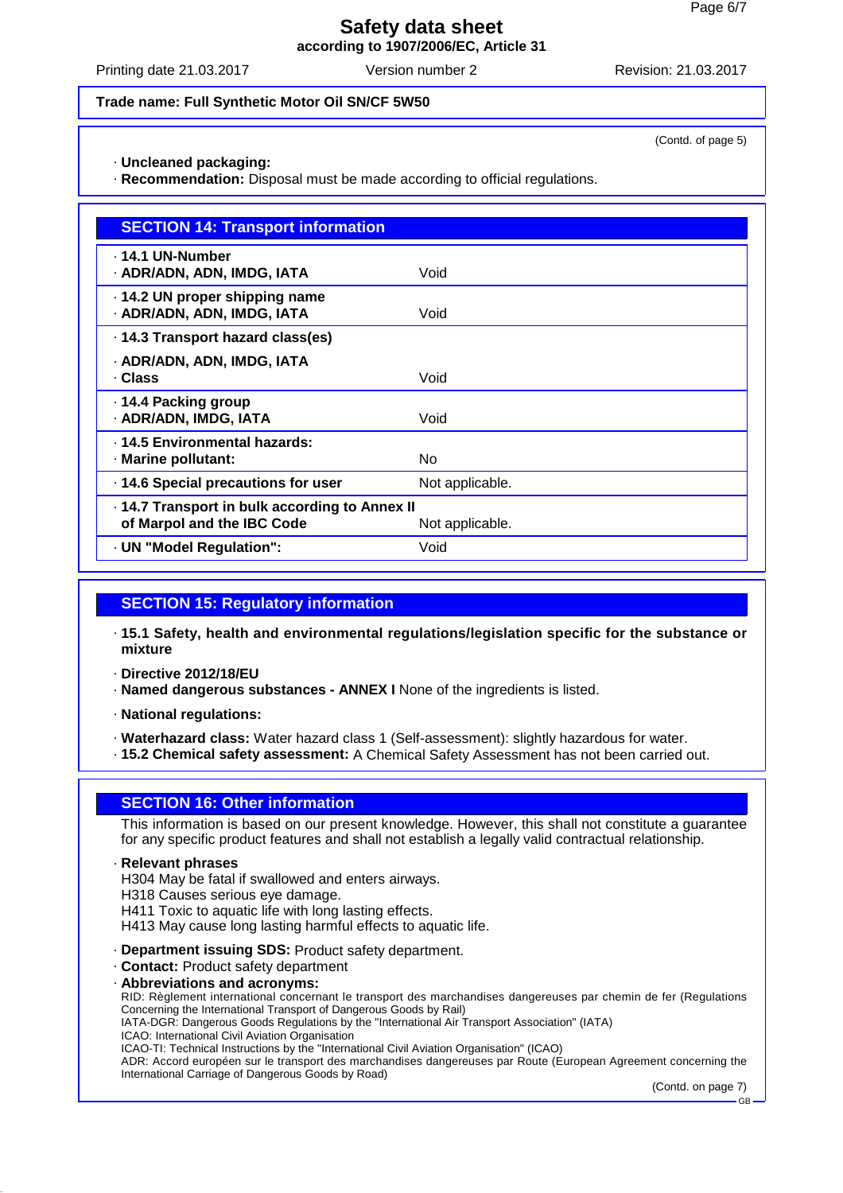Safety data sheet
according to 1907/2006/EC, Article 31

Printing date 21.03.2017 Version number 2 Revision: 21.03.2017

**Trade name: Full Synthetic Motor Oil SN/CF 5W50**

(Contd. of page 5)

· **Uncleaned packaging:**
· **Recommendation:** Disposal must be made according to official regulations.

## SECTION 14: Transport information

| | |
|---|---|
| · **14.1 UN-Number**<br>· **ADR/ADN, ADN, IMDG, IATA** | Void |
| · **14.2 UN proper shipping name**<br>· **ADR/ADN, ADN, IMDG, IATA** | Void |
| · **14.3 Transport hazard class(es)**<br>· **ADR/ADN, ADN, IMDG, IATA**<br>· **Class** | Void |
| · **14.4 Packing group**<br>· **ADR/ADN, IMDG, IATA** | Void |
| · **14.5 Environmental hazards:**<br>· **Marine pollutant:** | No |
| · **14.6 Special precautions for user** | Not applicable. |
| · **14.7 Transport in bulk according to Annex II of Marpol and the IBC Code** | Not applicable. |
| · **UN "Model Regulation":** | Void |

## SECTION 15: Regulatory information

· **15.1 Safety, health and environmental regulations/legislation specific for the substance or mixture**

· **Directive 2012/18/EU**
· **Named dangerous substances - ANNEX I** None of the ingredients is listed.

· **National regulations:**

· **Waterhazard class:** Water hazard class 1 (Self-assessment): slightly hazardous for water.
· **15.2 Chemical safety assessment:** A Chemical Safety Assessment has not been carried out.

## SECTION 16: Other information

This information is based on our present knowledge. However, this shall not constitute a guarantee for any specific product features and shall not establish a legally valid contractual relationship.

· **Relevant phrases**
H304 May be fatal if swallowed and enters airways.
H318 Causes serious eye damage.
H411 Toxic to aquatic life with long lasting effects.
H413 May cause long lasting harmful effects to aquatic life.

· **Department issuing SDS:** Product safety department.
· **Contact:** Product safety department
· **Abbreviations and acronyms:**
RID: Règlement international concernant le transport des marchandises dangereuses par chemin de fer (Regulations Concerning the International Transport of Dangerous Goods by Rail)
IATA-DGR: Dangerous Goods Regulations by the "International Air Transport Association" (IATA)
ICAO: International Civil Aviation Organisation
ICAO-TI: Technical Instructions by the "International Civil Aviation Organisation" (ICAO)
ADR: Accord européen sur le transport des marchandises dangereuses par Route (European Agreement concerning the International Carriage of Dangerous Goods by Road)

(Contd. on page 7)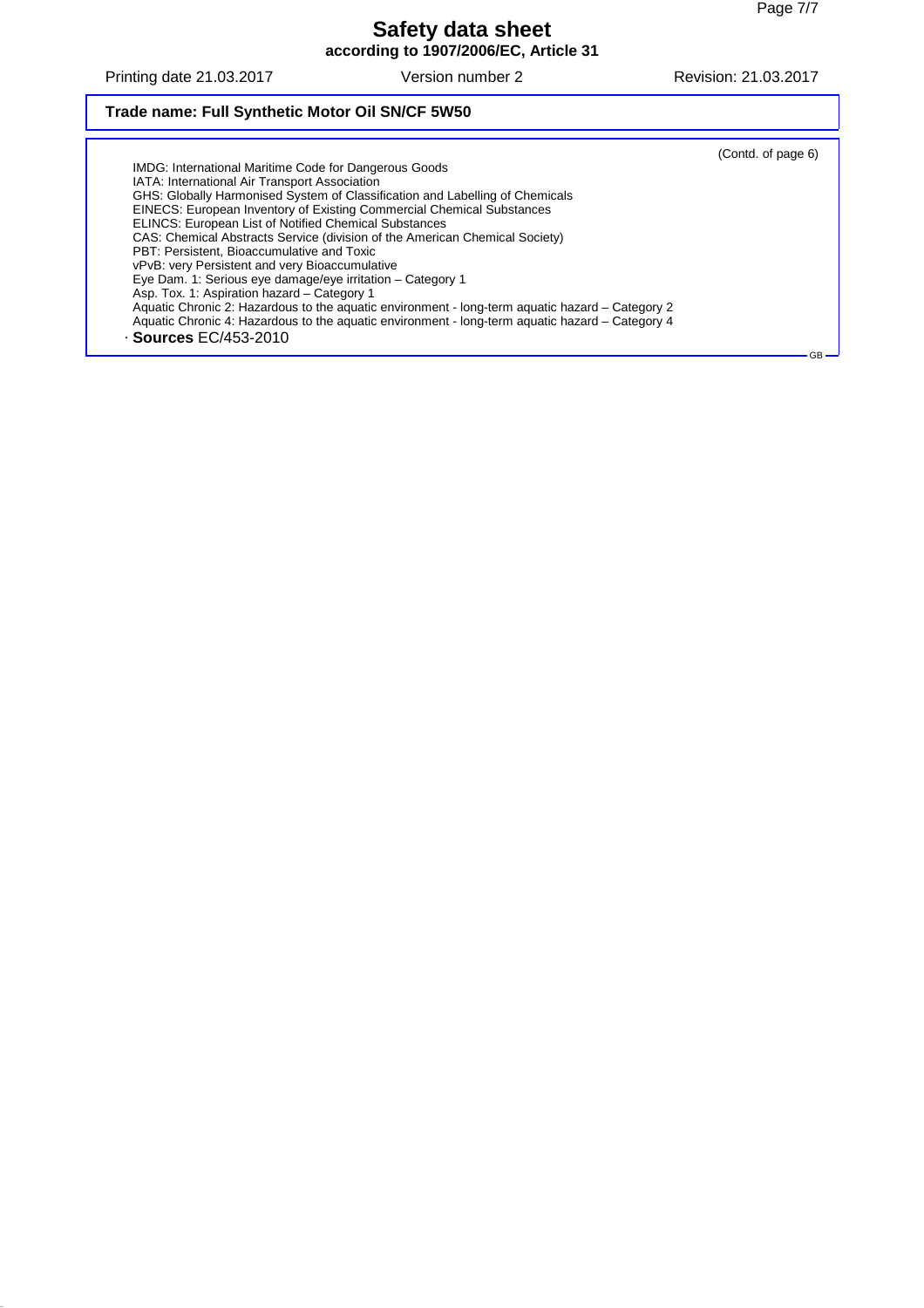(Contd. of page 6)

IMDG: International Maritime Code for Dangerous Goods
IATA: International Air Transport Association
GHS: Globally Harmonised System of Classification and Labelling of Chemicals
EINECS: European Inventory of Existing Commercial Chemical Substances
ELINCS: European List of Notified Chemical Substances
CAS: Chemical Abstracts Service (division of the American Chemical Society)
PBT: Persistent, Bioaccumulative and Toxic
vPvB: very Persistent and very Bioaccumulative
Eye Dam. 1: Serious eye damage/eye irritation – Category 1
Asp. Tox. 1: Aspiration hazard – Category 1
Aquatic Chronic 2: Hazardous to the aquatic environment - long-term aquatic hazard – Category 2
Aquatic Chronic 4: Hazardous to the aquatic environment - long-term aquatic hazard – Category 4

· **Sources** EC/453-2010

GB